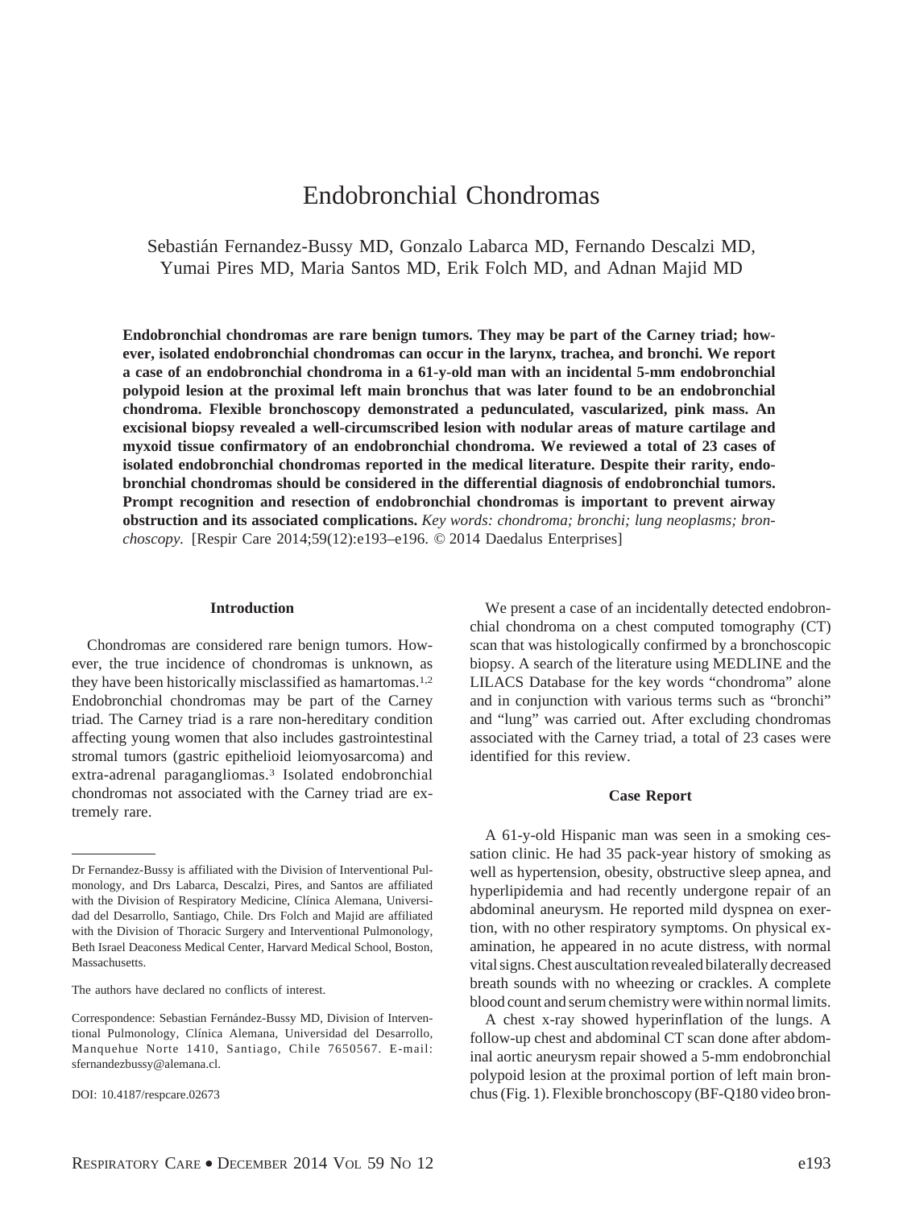# Endobronchial Chondromas

Sebastián Fernandez-Bussy MD, Gonzalo Labarca MD, Fernando Descalzi MD, Yumai Pires MD, Maria Santos MD, Erik Folch MD, and Adnan Majid MD

**Endobronchial chondromas are rare benign tumors. They may be part of the Carney triad; however, isolated endobronchial chondromas can occur in the larynx, trachea, and bronchi. We report a case of an endobronchial chondroma in a 61-y-old man with an incidental 5-mm endobronchial polypoid lesion at the proximal left main bronchus that was later found to be an endobronchial chondroma. Flexible bronchoscopy demonstrated a pedunculated, vascularized, pink mass. An excisional biopsy revealed a well-circumscribed lesion with nodular areas of mature cartilage and myxoid tissue confirmatory of an endobronchial chondroma. We reviewed a total of 23 cases of isolated endobronchial chondromas reported in the medical literature. Despite their rarity, endobronchial chondromas should be considered in the differential diagnosis of endobronchial tumors. Prompt recognition and resection of endobronchial chondromas is important to prevent airway obstruction and its associated complications.** *Key words: chondroma; bronchi; lung neoplasms; bronchoscopy.* [Respir Care 2014;59(12):e193–e196. © 2014 Daedalus Enterprises]

## Introduction

Chondromas are considered rare benign tumors. However, the true incidence of chondromas is unknown, as they have been historically misclassified as hamartomas.[1,2] Endobronchial chondromas may be part of the Carney triad. The Carney triad is a rare non-hereditary condition affecting young women that also includes gastrointestinal stromal tumors (gastric epithelioid leiomyosarcoma) and extra-adrenal paragangliomas.[3] Isolated endobronchial chondromas not associated with the Carney triad are extremely rare.

We present a case of an incidentally detected endobronchial chondroma on a chest computed tomography (CT) scan that was histologically confirmed by a bronchoscopic biopsy. A search of the literature using MEDLINE and the LILACS Database for the key words "chondroma" alone and in conjunction with various terms such as "bronchi" and "lung" was carried out. After excluding chondromas associated with the Carney triad, a total of 23 cases were identified for this review.

## Case Report

A 61-y-old Hispanic man was seen in a smoking cessation clinic. He had 35 pack-year history of smoking as well as hypertension, obesity, obstructive sleep apnea, and hyperlipidemia and had recently undergone repair of an abdominal aneurysm. He reported mild dyspnea on exertion, with no other respiratory symptoms. On physical examination, he appeared in no acute distress, with normal vital signs. Chest auscultation revealed bilaterally decreased breath sounds with no wheezing or crackles. A complete blood count and serum chemistry were within normal limits.

A chest x-ray showed hyperinflation of the lungs. A follow-up chest and abdominal CT scan done after abdominal aortic aneurysm repair showed a 5-mm endobronchial polypoid lesion at the proximal portion of left main bronchus (Fig. 1). Flexible bronchoscopy (BF-Q180 video bron-

---

Dr Fernandez-Bussy is affiliated with the Division of Interventional Pulmonology, and Drs Labarca, Descalzi, Pires, and Santos are affiliated with the Division of Respiratory Medicine, Clínica Alemana, Universidad del Desarrollo, Santiago, Chile. Drs Folch and Majid are affiliated with the Division of Thoracic Surgery and Interventional Pulmonology, Beth Israel Deaconess Medical Center, Harvard Medical School, Boston, Massachusetts.

The authors have declared no conflicts of interest.

Correspondence: Sebastian Fernández-Bussy MD, Division of Interventional Pulmonology, Clínica Alemana, Universidad del Desarrollo, Manquehue Norte 1410, Santiago, Chile 7650567. E-mail: sfernandezbussy@alemana.cl.

DOI: 10.4187/respcare.02673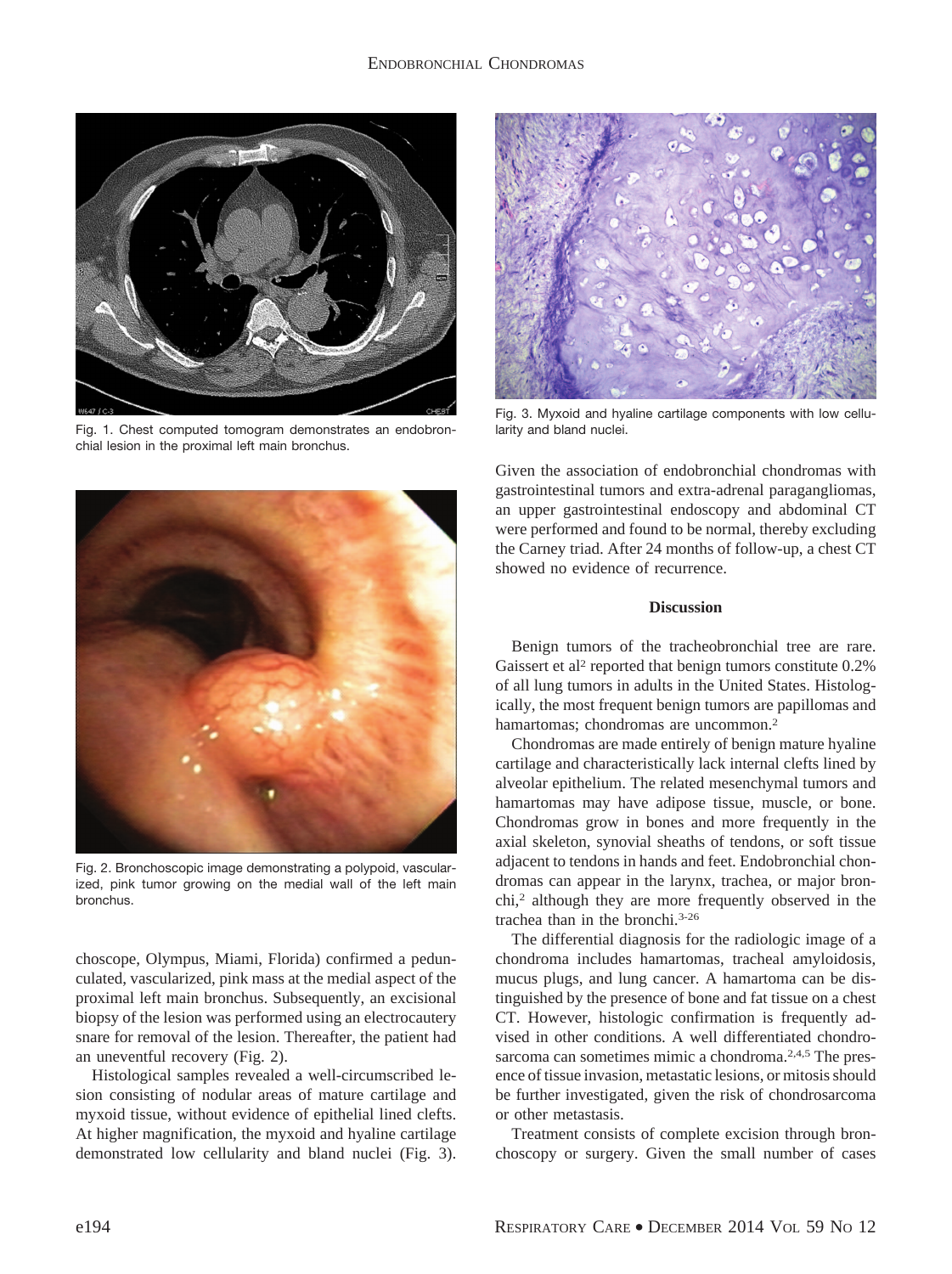Fig. 1. Chest computed tomogram demonstrates an endobronchial lesion in the proximal left main bronchus.

Fig. 2. Bronchoscopic image demonstrating a polypoid, vascularized, pink tumor growing on the medial wall of the left main bronchus.

choscope, Olympus, Miami, Florida) confirmed a pedunculated, vascularized, pink mass at the medial aspect of the proximal left main bronchus. Subsequently, an excisional biopsy of the lesion was performed using an electrocautery snare for removal of the lesion. Thereafter, the patient had an uneventful recovery (Fig. 2).

Histological samples revealed a well-circumscribed lesion consisting of nodular areas of mature cartilage and myxoid tissue, without evidence of epithelial lined clefts. At higher magnification, the myxoid and hyaline cartilage demonstrated low cellularity and bland nuclei (Fig. 3).

Fig. 3. Myxoid and hyaline cartilage components with low cellularity and bland nuclei.

Given the association of endobronchial chondromas with gastrointestinal tumors and extra-adrenal paragangliomas, an upper gastrointestinal endoscopy and abdominal CT were performed and found to be normal, thereby excluding the Carney triad. After 24 months of follow-up, a chest CT showed no evidence of recurrence.

## Discussion

Benign tumors of the tracheobronchial tree are rare. Gaissert et al[2] reported that benign tumors constitute 0.2% of all lung tumors in adults in the United States. Histologically, the most frequent benign tumors are papillomas and hamartomas; chondromas are uncommon.[2]

Chondromas are made entirely of benign mature hyaline cartilage and characteristically lack internal clefts lined by alveolar epithelium. The related mesenchymal tumors and hamartomas may have adipose tissue, muscle, or bone. Chondromas grow in bones and more frequently in the axial skeleton, synovial sheaths of tendons, or soft tissue adjacent to tendons in hands and feet. Endobronchial chondromas can appear in the larynx, trachea, or major bronchi,[2] although they are more frequently observed in the trachea than in the bronchi.[3-26]

The differential diagnosis for the radiologic image of a chondroma includes hamartomas, tracheal amyloidosis, mucus plugs, and lung cancer. A hamartoma can be distinguished by the presence of bone and fat tissue on a chest CT. However, histologic confirmation is frequently advised in other conditions. A well differentiated chondrosarcoma can sometimes mimic a chondroma.[2,4,5] The presence of tissue invasion, metastatic lesions, or mitosis should be further investigated, given the risk of chondrosarcoma or other metastasis.

Treatment consists of complete excision through bronchoscopy or surgery. Given the small number of cases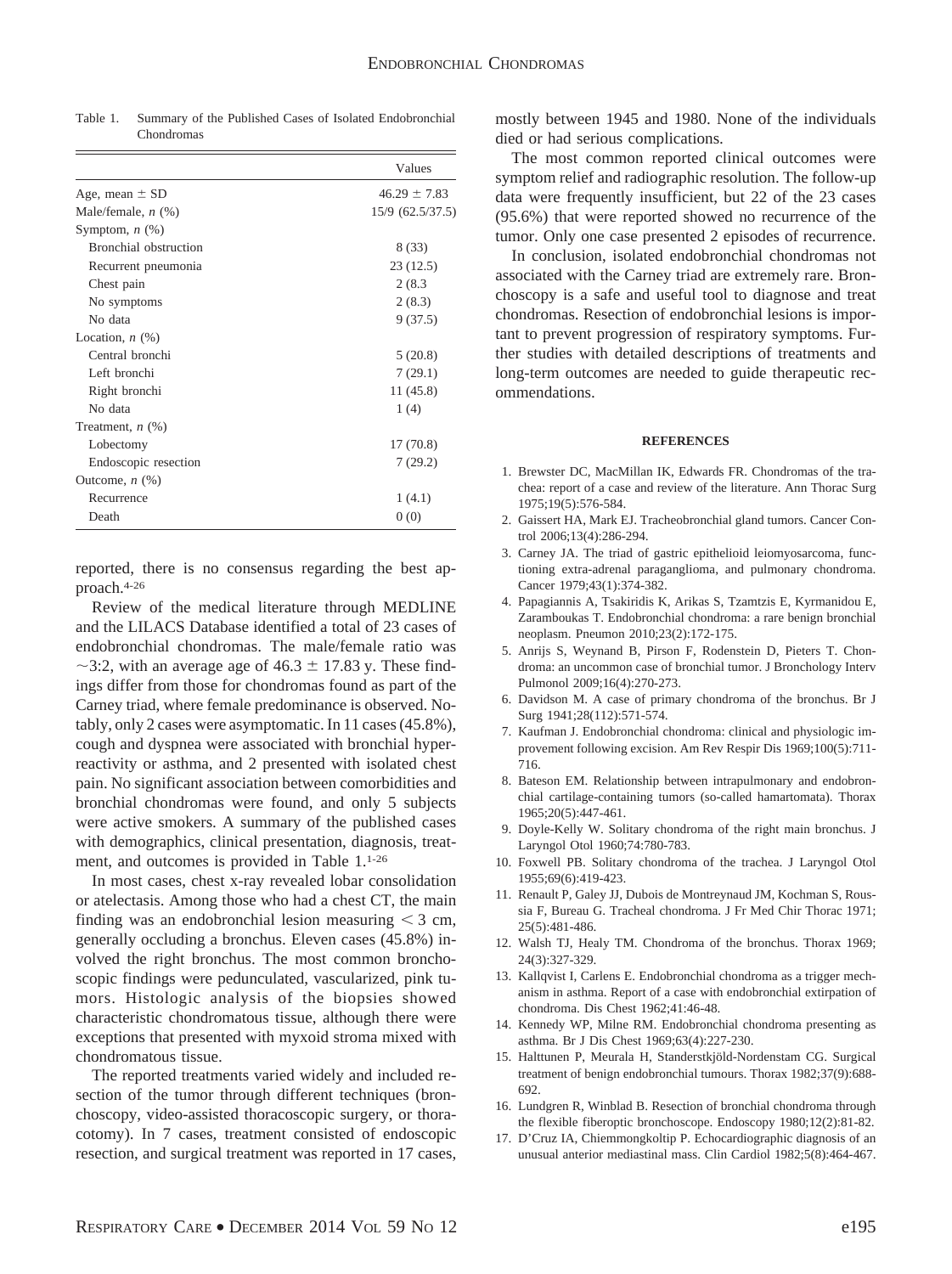Table 1. Summary of the Published Cases of Isolated Endobronchial Chondromas

| | Values |
|---|---|
| Age, mean ± SD | 46.29 ± 7.83 |
| Male/female, *n* (%) | 15/9 (62.5/37.5) |
| Symptom, *n* (%) | |
| Bronchial obstruction | 8 (33) |
| Recurrent pneumonia | 23 (12.5) |
| Chest pain | 2 (8.3 |
| No symptoms | 2 (8.3) |
| No data | 9 (37.5) |
| Location, *n* (%) | |
| Central bronchi | 5 (20.8) |
| Left bronchi | 7 (29.1) |
| Right bronchi | 11 (45.8) |
| No data | 1 (4) |
| Treatment, *n* (%) | |
| Lobectomy | 17 (70.8) |
| Endoscopic resection | 7 (29.2) |
| Outcome, *n* (%) | |
| Recurrence | 1 (4.1) |
| Death | 0 (0) |

reported, there is no consensus regarding the best approach.[4-26]

Review of the medical literature through MEDLINE and the LILACS Database identified a total of 23 cases of endobronchial chondromas. The male/female ratio was ~3:2, with an average age of 46.3 ± 17.83 y. These findings differ from those for chondromas found as part of the Carney triad, where female predominance is observed. Notably, only 2 cases were asymptomatic. In 11 cases (45.8%), cough and dyspnea were associated with bronchial hyperreactivity or asthma, and 2 presented with isolated chest pain. No significant association between comorbidities and bronchial chondromas were found, and only 5 subjects were active smokers. A summary of the published cases with demographics, clinical presentation, diagnosis, treatment, and outcomes is provided in Table 1.[1-26]

In most cases, chest x-ray revealed lobar consolidation or atelectasis. Among those who had a chest CT, the main finding was an endobronchial lesion measuring $< 3$ cm, generally occluding a bronchus. Eleven cases (45.8%) involved the right bronchus. The most common bronchoscopic findings were pedunculated, vascularized, pink tumors. Histologic analysis of the biopsies showed characteristic chondromatous tissue, although there were exceptions that presented with myxoid stroma mixed with chondromatous tissue.

The reported treatments varied widely and included resection of the tumor through different techniques (bronchoscopy, video-assisted thoracoscopic surgery, or thoracotomy). In 7 cases, treatment consisted of endoscopic resection, and surgical treatment was reported in 17 cases, mostly between 1945 and 1980. None of the individuals died or had serious complications.

The most common reported clinical outcomes were symptom relief and radiographic resolution. The follow-up data were frequently insufficient, but 22 of the 23 cases (95.6%) that were reported showed no recurrence of the tumor. Only one case presented 2 episodes of recurrence.

In conclusion, isolated endobronchial chondromas not associated with the Carney triad are extremely rare. Bronchoscopy is a safe and useful tool to diagnose and treat chondromas. Resection of endobronchial lesions is important to prevent progression of respiratory symptoms. Further studies with detailed descriptions of treatments and long-term outcomes are needed to guide therapeutic recommendations.

#### REFERENCES

1. Brewster DC, MacMillan IK, Edwards FR. Chondromas of the trachea: report of a case and review of the literature. Ann Thorac Surg 1975;19(5):576-584.
2. Gaissert HA, Mark EJ. Tracheobronchial gland tumors. Cancer Control 2006;13(4):286-294.
3. Carney JA. The triad of gastric epithelioid leiomyosarcoma, functioning extra-adrenal paraganglioma, and pulmonary chondroma. Cancer 1979;43(1):374-382.
4. Papagiannis A, Tsakiridis K, Arikas S, Tzamtzis E, Kyrmanidou E, Zaramboukas T. Endobronchial chondroma: a rare benign bronchial neoplasm. Pneumon 2010;23(2):172-175.
5. Anrijs S, Weynand B, Pirson F, Rodenstein D, Pieters T. Chondroma: an uncommon case of bronchial tumor. J Bronchology Interv Pulmonol 2009;16(4):270-273.
6. Davidson M. A case of primary chondroma of the bronchus. Br J Surg 1941;28(112):571-574.
7. Kaufman J. Endobronchial chondroma: clinical and physiologic improvement following excision. Am Rev Respir Dis 1969;100(5):711-716.
8. Bateson EM. Relationship between intrapulmonary and endobronchial cartilage-containing tumors (so-called hamartomata). Thorax 1965;20(5):447-461.
9. Doyle-Kelly W. Solitary chondroma of the right main bronchus. J Laryngol Otol 1960;74:780-783.
10. Foxwell PB. Solitary chondroma of the trachea. J Laryngol Otol 1955;69(6):419-423.
11. Renault P, Galey JJ, Dubois de Montreynaud JM, Kochman S, Roussia F, Bureau G. Tracheal chondroma. J Fr Med Chir Thorac 1971; 25(5):481-486.
12. Walsh TJ, Healy TM. Chondroma of the bronchus. Thorax 1969; 24(3):327-329.
13. Kallqvist I, Carlens E. Endobronchial chondroma as a trigger mechanism in asthma. Report of a case with endobronchial extirpation of chondroma. Dis Chest 1962;41:46-48.
14. Kennedy WP, Milne RM. Endobronchial chondroma presenting as asthma. Br J Dis Chest 1969;63(4):227-230.
15. Halttunen P, Meurala H, Standerstkjöld-Nordenstam CG. Surgical treatment of benign endobronchial tumours. Thorax 1982;37(9):688-692.
16. Lundgren R, Winblad B. Resection of bronchial chondroma through the flexible fiberoptic bronchoscope. Endoscopy 1980;12(2):81-82.
17. D'Cruz IA, Chiemmongkoltip P. Echocardiographic diagnosis of an unusual anterior mediastinal mass. Clin Cardiol 1982;5(8):464-467.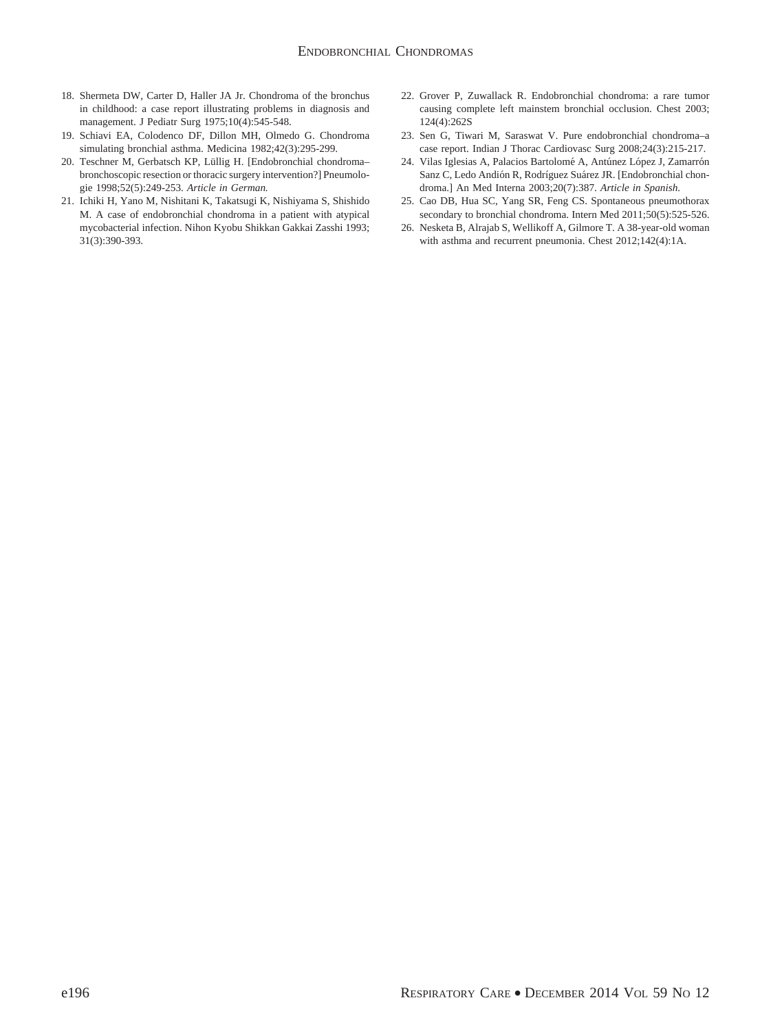18. Shermeta DW, Carter D, Haller JA Jr. Chondroma of the bronchus in childhood: a case report illustrating problems in diagnosis and management. J Pediatr Surg 1975;10(4):545-548.
19. Schiavi EA, Colodenco DF, Dillon MH, Olmedo G. Chondroma simulating bronchial asthma. Medicina 1982;42(3):295-299.
20. Teschner M, Gerbatsch KP, Lüllig H. [Endobronchial chondroma–bronchoscopic resection or thoracic surgery intervention?] Pneumologie 1998;52(5):249-253. *Article in German.*
21. Ichiki H, Yano M, Nishitani K, Takatsugi K, Nishiyama S, Shishido M. A case of endobronchial chondroma in a patient with atypical mycobacterial infection. Nihon Kyobu Shikkan Gakkai Zasshi 1993; 31(3):390-393.
22. Grover P, Zuwallack R. Endobronchial chondroma: a rare tumor causing complete left mainstem bronchial occlusion. Chest 2003; 124(4):262S
23. Sen G, Tiwari M, Saraswat V. Pure endobronchial chondroma–a case report. Indian J Thorac Cardiovasc Surg 2008;24(3):215-217.
24. Vilas Iglesias A, Palacios Bartolomé A, Antúnez López J, Zamarrón Sanz C, Ledo Andión R, Rodríguez Suárez JR. [Endobronchial chondroma.] An Med Interna 2003;20(7):387. *Article in Spanish.*
25. Cao DB, Hua SC, Yang SR, Feng CS. Spontaneous pneumothorax secondary to bronchial chondroma. Intern Med 2011;50(5):525-526.
26. Nesketa B, Alrajab S, Wellikoff A, Gilmore T. A 38-year-old woman with asthma and recurrent pneumonia. Chest 2012;142(4):1A.